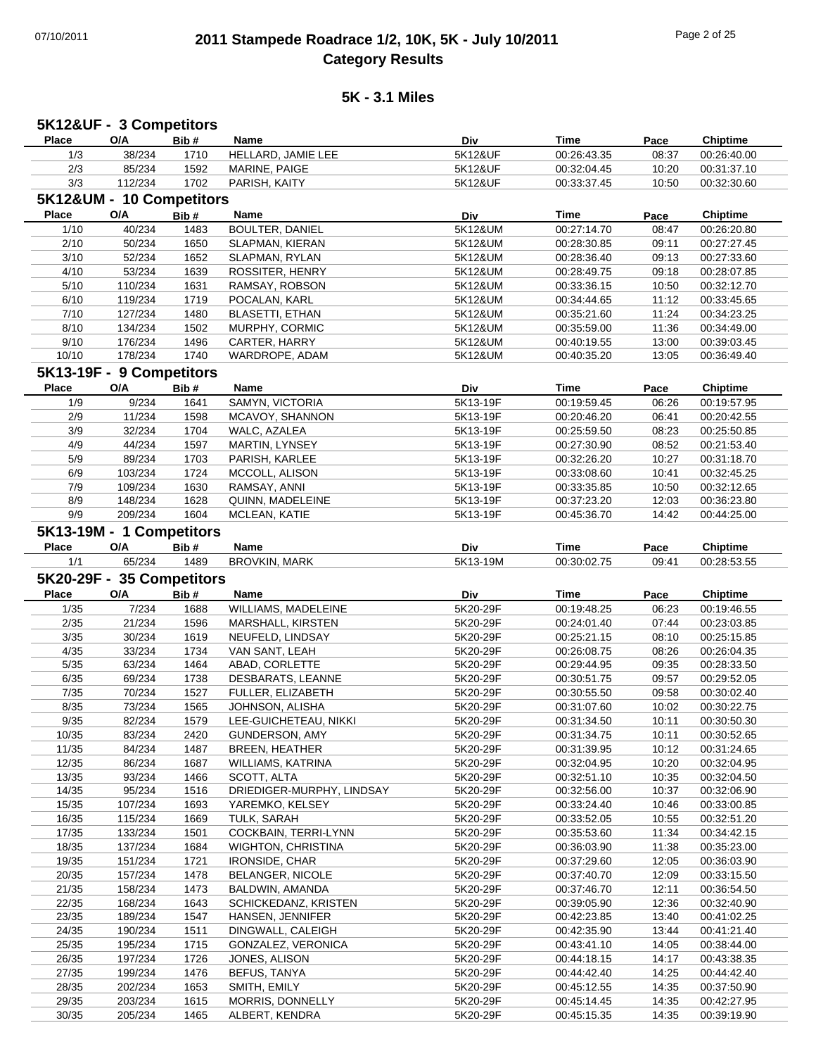# 2011 Stampede Roadrace 1/2, 10K, 5K - July 10/2011
## Category Results

### 5K - 3.1 Miles

#### 5K12&UF - 3 Competitors

| Place | O/A | Bib # | Name | Div | Time | Pace | Chiptime |
|---|---|---|---|---|---|---|---|
| 1/3 | 38/234 | 1710 | HELLARD, JAMIE LEE | 5K12&UF | 00:26:43.35 | 08:37 | 00:26:40.00 |
| 2/3 | 85/234 | 1592 | MARINE, PAIGE | 5K12&UF | 00:32:04.45 | 10:20 | 00:31:37.10 |
| 3/3 | 112/234 | 1702 | PARISH, KAITY | 5K12&UF | 00:33:37.45 | 10:50 | 00:32:30.60 |

#### 5K12&UM - 10 Competitors

| Place | O/A | Bib # | Name | Div | Time | Pace | Chiptime |
|---|---|---|---|---|---|---|---|
| 1/10 | 40/234 | 1483 | BOULTER, DANIEL | 5K12&UM | 00:27:14.70 | 08:47 | 00:26:20.80 |
| 2/10 | 50/234 | 1650 | SLAPMAN, KIERAN | 5K12&UM | 00:28:30.85 | 09:11 | 00:27:27.45 |
| 3/10 | 52/234 | 1652 | SLAPMAN, RYLAN | 5K12&UM | 00:28:36.40 | 09:13 | 00:27:33.60 |
| 4/10 | 53/234 | 1639 | ROSSITER, HENRY | 5K12&UM | 00:28:49.75 | 09:18 | 00:28:07.85 |
| 5/10 | 110/234 | 1631 | RAMSAY, ROBSON | 5K12&UM | 00:33:36.15 | 10:50 | 00:32:12.70 |
| 6/10 | 119/234 | 1719 | POCALAN, KARL | 5K12&UM | 00:34:44.65 | 11:12 | 00:33:45.65 |
| 7/10 | 127/234 | 1480 | BLASETTI, ETHAN | 5K12&UM | 00:35:21.60 | 11:24 | 00:34:23.25 |
| 8/10 | 134/234 | 1502 | MURPHY, CORMIC | 5K12&UM | 00:35:59.00 | 11:36 | 00:34:49.00 |
| 9/10 | 176/234 | 1496 | CARTER, HARRY | 5K12&UM | 00:40:19.55 | 13:00 | 00:39:03.45 |
| 10/10 | 178/234 | 1740 | WARDROPE, ADAM | 5K12&UM | 00:40:35.20 | 13:05 | 00:36:49.40 |

#### 5K13-19F - 9 Competitors

| Place | O/A | Bib # | Name | Div | Time | Pace | Chiptime |
|---|---|---|---|---|---|---|---|
| 1/9 | 9/234 | 1641 | SAMYN, VICTORIA | 5K13-19F | 00:19:59.45 | 06:26 | 00:19:57.95 |
| 2/9 | 11/234 | 1598 | MCAVOY, SHANNON | 5K13-19F | 00:20:46.20 | 06:41 | 00:20:42.55 |
| 3/9 | 32/234 | 1704 | WALC, AZALEA | 5K13-19F | 00:25:59.50 | 08:23 | 00:25:50.85 |
| 4/9 | 44/234 | 1597 | MARTIN, LYNSEY | 5K13-19F | 00:27:30.90 | 08:52 | 00:21:53.40 |
| 5/9 | 89/234 | 1703 | PARISH, KARLEE | 5K13-19F | 00:32:26.20 | 10:27 | 00:31:18.70 |
| 6/9 | 103/234 | 1724 | MCCOLL, ALISON | 5K13-19F | 00:33:08.60 | 10:41 | 00:32:45.25 |
| 7/9 | 109/234 | 1630 | RAMSAY, ANNI | 5K13-19F | 00:33:35.85 | 10:50 | 00:32:12.65 |
| 8/9 | 148/234 | 1628 | QUINN, MADELEINE | 5K13-19F | 00:37:23.20 | 12:03 | 00:36:23.80 |
| 9/9 | 209/234 | 1604 | MCLEAN, KATIE | 5K13-19F | 00:45:36.70 | 14:42 | 00:44:25.00 |

#### 5K13-19M - 1 Competitors

| Place | O/A | Bib # | Name | Div | Time | Pace | Chiptime |
|---|---|---|---|---|---|---|---|
| 1/1 | 65/234 | 1489 | BROVKIN, MARK | 5K13-19M | 00:30:02.75 | 09:41 | 00:28:53.55 |

#### 5K20-29F - 35 Competitors

| Place | O/A | Bib # | Name | Div | Time | Pace | Chiptime |
|---|---|---|---|---|---|---|---|
| 1/35 | 7/234 | 1688 | WILLIAMS, MADELEINE | 5K20-29F | 00:19:48.25 | 06:23 | 00:19:46.55 |
| 2/35 | 21/234 | 1596 | MARSHALL, KIRSTEN | 5K20-29F | 00:24:01.40 | 07:44 | 00:23:03.85 |
| 3/35 | 30/234 | 1619 | NEUFELD, LINDSAY | 5K20-29F | 00:25:21.15 | 08:10 | 00:25:15.85 |
| 4/35 | 33/234 | 1734 | VAN SANT, LEAH | 5K20-29F | 00:26:08.75 | 08:26 | 00:26:04.35 |
| 5/35 | 63/234 | 1464 | ABAD, CORLETTE | 5K20-29F | 00:29:44.95 | 09:35 | 00:28:33.50 |
| 6/35 | 69/234 | 1738 | DESBARATS, LEANNE | 5K20-29F | 00:30:51.75 | 09:57 | 00:29:52.05 |
| 7/35 | 70/234 | 1527 | FULLER, ELIZABETH | 5K20-29F | 00:30:55.50 | 09:58 | 00:30:02.40 |
| 8/35 | 73/234 | 1565 | JOHNSON, ALISHA | 5K20-29F | 00:31:07.60 | 10:02 | 00:30:22.75 |
| 9/35 | 82/234 | 1579 | LEE-GUICHETEAU, NIKKI | 5K20-29F | 00:31:34.50 | 10:11 | 00:30:50.30 |
| 10/35 | 83/234 | 2420 | GUNDERSON, AMY | 5K20-29F | 00:31:34.75 | 10:11 | 00:30:52.65 |
| 11/35 | 84/234 | 1487 | BREEN, HEATHER | 5K20-29F | 00:31:39.95 | 10:12 | 00:31:24.65 |
| 12/35 | 86/234 | 1687 | WILLIAMS, KATRINA | 5K20-29F | 00:32:04.95 | 10:20 | 00:32:04.95 |
| 13/35 | 93/234 | 1466 | SCOTT, ALTA | 5K20-29F | 00:32:51.10 | 10:35 | 00:32:04.50 |
| 14/35 | 95/234 | 1516 | DRIEDIGER-MURPHY, LINDSAY | 5K20-29F | 00:32:56.00 | 10:37 | 00:32:06.90 |
| 15/35 | 107/234 | 1693 | YAREMKO, KELSEY | 5K20-29F | 00:33:24.40 | 10:46 | 00:33:00.85 |
| 16/35 | 115/234 | 1669 | TULK, SARAH | 5K20-29F | 00:33:52.05 | 10:55 | 00:32:51.20 |
| 17/35 | 133/234 | 1501 | COCKBAIN, TERRI-LYNN | 5K20-29F | 00:35:53.60 | 11:34 | 00:34:42.15 |
| 18/35 | 137/234 | 1684 | WIGHTON, CHRISTINA | 5K20-29F | 00:36:03.90 | 11:38 | 00:35:23.00 |
| 19/35 | 151/234 | 1721 | IRONSIDE, CHAR | 5K20-29F | 00:37:29.60 | 12:05 | 00:36:03.90 |
| 20/35 | 157/234 | 1478 | BELANGER, NICOLE | 5K20-29F | 00:37:40.70 | 12:09 | 00:33:15.50 |
| 21/35 | 158/234 | 1473 | BALDWIN, AMANDA | 5K20-29F | 00:37:46.70 | 12:11 | 00:36:54.50 |
| 22/35 | 168/234 | 1643 | SCHICKEDANZ, KRISTEN | 5K20-29F | 00:39:05.90 | 12:36 | 00:32:40.90 |
| 23/35 | 189/234 | 1547 | HANSEN, JENNIFER | 5K20-29F | 00:42:23.85 | 13:40 | 00:41:02.25 |
| 24/35 | 190/234 | 1511 | DINGWALL, CALEIGH | 5K20-29F | 00:42:35.90 | 13:44 | 00:41:21.40 |
| 25/35 | 195/234 | 1715 | GONZALEZ, VERONICA | 5K20-29F | 00:43:41.10 | 14:05 | 00:38:44.00 |
| 26/35 | 197/234 | 1726 | JONES, ALISON | 5K20-29F | 00:44:18.15 | 14:17 | 00:43:38.35 |
| 27/35 | 199/234 | 1476 | BEFUS, TANYA | 5K20-29F | 00:44:42.40 | 14:25 | 00:44:42.40 |
| 28/35 | 202/234 | 1653 | SMITH, EMILY | 5K20-29F | 00:45:12.55 | 14:35 | 00:37:50.90 |
| 29/35 | 203/234 | 1615 | MORRIS, DONNELLY | 5K20-29F | 00:45:14.45 | 14:35 | 00:42:27.95 |
| 30/35 | 205/234 | 1465 | ALBERT, KENDRA | 5K20-29F | 00:45:15.35 | 14:35 | 00:39:19.90 |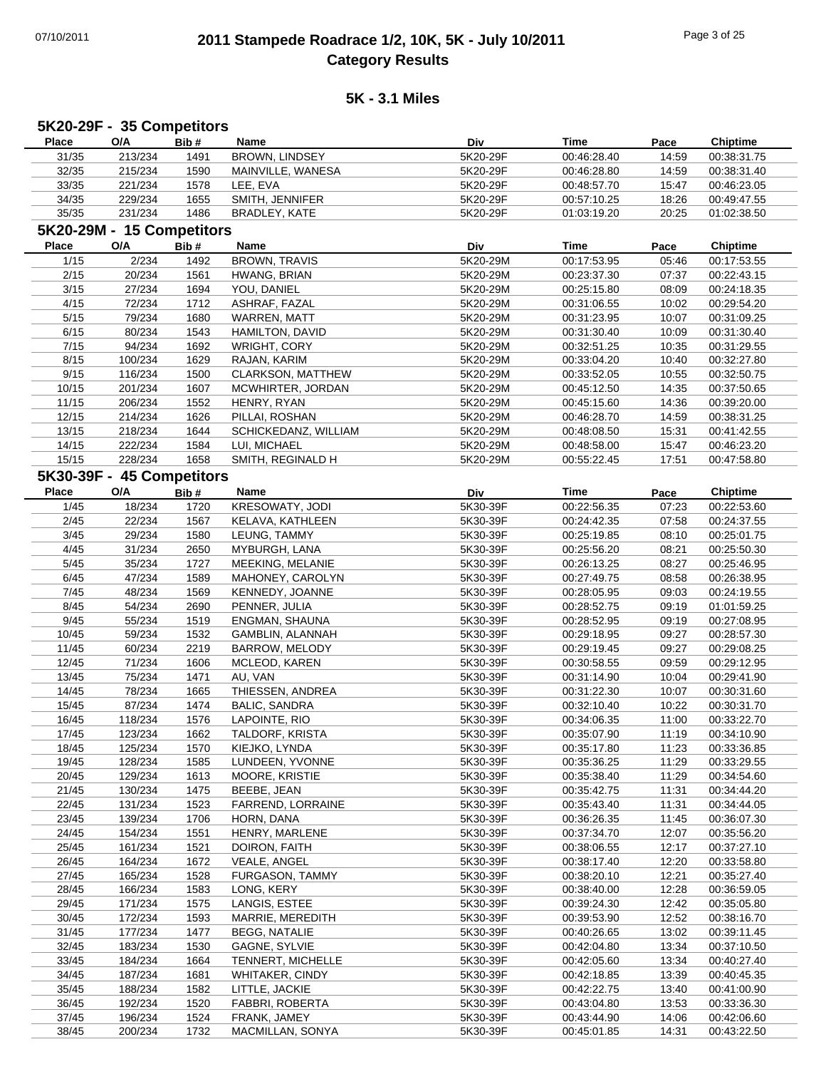# 2011 Stampede Roadrace 1/2, 10K, 5K - July 10/2011
## Category Results

### 5K - 3.1 Miles

**5K20-29F - 35 Competitors**

| Place | O/A | Bib # | Name | Div | Time | Pace | Chiptime |
|---|---|---|---|---|---|---|---|
| 31/35 | 213/234 | 1491 | BROWN, LINDSEY | 5K20-29F | 00:46:28.40 | 14:59 | 00:38:31.75 |
| 32/35 | 215/234 | 1590 | MAINVILLE, WANESA | 5K20-29F | 00:46:28.80 | 14:59 | 00:38:31.40 |
| 33/35 | 221/234 | 1578 | LEE, EVA | 5K20-29F | 00:48:57.70 | 15:47 | 00:46:23.05 |
| 34/35 | 229/234 | 1655 | SMITH, JENNIFER | 5K20-29F | 00:57:10.25 | 18:26 | 00:49:47.55 |
| 35/35 | 231/234 | 1486 | BRADLEY, KATE | 5K20-29F | 01:03:19.20 | 20:25 | 01:02:38.50 |

**5K20-29M - 15 Competitors**

| Place | O/A | Bib # | Name | Div | Time | Pace | Chiptime |
|---|---|---|---|---|---|---|---|
| 1/15 | 2/234 | 1492 | BROWN, TRAVIS | 5K20-29M | 00:17:53.95 | 05:46 | 00:17:53.55 |
| 2/15 | 20/234 | 1561 | HWANG, BRIAN | 5K20-29M | 00:23:37.30 | 07:37 | 00:22:43.15 |
| 3/15 | 27/234 | 1694 | YOU, DANIEL | 5K20-29M | 00:25:15.80 | 08:09 | 00:24:18.35 |
| 4/15 | 72/234 | 1712 | ASHRAF, FAZAL | 5K20-29M | 00:31:06.55 | 10:02 | 00:29:54.20 |
| 5/15 | 79/234 | 1680 | WARREN, MATT | 5K20-29M | 00:31:23.95 | 10:07 | 00:31:09.25 |
| 6/15 | 80/234 | 1543 | HAMILTON, DAVID | 5K20-29M | 00:31:30.40 | 10:09 | 00:31:30.40 |
| 7/15 | 94/234 | 1692 | WRIGHT, CORY | 5K20-29M | 00:32:51.25 | 10:35 | 00:31:29.55 |
| 8/15 | 100/234 | 1629 | RAJAN, KARIM | 5K20-29M | 00:33:04.20 | 10:40 | 00:32:27.80 |
| 9/15 | 116/234 | 1500 | CLARKSON, MATTHEW | 5K20-29M | 00:33:52.05 | 10:55 | 00:32:50.75 |
| 10/15 | 201/234 | 1607 | MCWHIRTER, JORDAN | 5K20-29M | 00:45:12.50 | 14:35 | 00:37:50.65 |
| 11/15 | 206/234 | 1552 | HENRY, RYAN | 5K20-29M | 00:45:15.60 | 14:36 | 00:39:20.00 |
| 12/15 | 214/234 | 1626 | PILLAI, ROSHAN | 5K20-29M | 00:46:28.70 | 14:59 | 00:38:31.25 |
| 13/15 | 218/234 | 1644 | SCHICKEDANZ, WILLIAM | 5K20-29M | 00:48:08.50 | 15:31 | 00:41:42.55 |
| 14/15 | 222/234 | 1584 | LUI, MICHAEL | 5K20-29M | 00:48:58.00 | 15:47 | 00:46:23.20 |
| 15/15 | 228/234 | 1658 | SMITH, REGINALD H | 5K20-29M | 00:55:22.45 | 17:51 | 00:47:58.80 |

**5K30-39F - 45 Competitors**

| Place | O/A | Bib # | Name | Div | Time | Pace | Chiptime |
|---|---|---|---|---|---|---|---|
| 1/45 | 18/234 | 1720 | KRESOWATY, JODI | 5K30-39F | 00:22:56.35 | 07:23 | 00:22:53.60 |
| 2/45 | 22/234 | 1567 | KELAVA, KATHLEEN | 5K30-39F | 00:24:42.35 | 07:58 | 00:24:37.55 |
| 3/45 | 29/234 | 1580 | LEUNG, TAMMY | 5K30-39F | 00:25:19.85 | 08:10 | 00:25:01.75 |
| 4/45 | 31/234 | 2650 | MYBURGH, LANA | 5K30-39F | 00:25:56.20 | 08:21 | 00:25:50.30 |
| 5/45 | 35/234 | 1727 | MEEKING, MELANIE | 5K30-39F | 00:26:13.25 | 08:27 | 00:25:46.95 |
| 6/45 | 47/234 | 1589 | MAHONEY, CAROLYN | 5K30-39F | 00:27:49.75 | 08:58 | 00:26:38.95 |
| 7/45 | 48/234 | 1569 | KENNEDY, JOANNE | 5K30-39F | 00:28:05.95 | 09:03 | 00:24:19.55 |
| 8/45 | 54/234 | 2690 | PENNER, JULIA | 5K30-39F | 00:28:52.75 | 09:19 | 01:01:59.25 |
| 9/45 | 55/234 | 1519 | ENGMAN, SHAUNA | 5K30-39F | 00:28:52.95 | 09:19 | 00:27:08.95 |
| 10/45 | 59/234 | 1532 | GAMBLIN, ALANNAH | 5K30-39F | 00:29:18.95 | 09:27 | 00:28:57.30 |
| 11/45 | 60/234 | 2219 | BARROW, MELODY | 5K30-39F | 00:29:19.45 | 09:27 | 00:29:08.25 |
| 12/45 | 71/234 | 1606 | MCLEOD, KAREN | 5K30-39F | 00:30:58.55 | 09:59 | 00:29:12.95 |
| 13/45 | 75/234 | 1471 | AU, VAN | 5K30-39F | 00:31:14.90 | 10:04 | 00:29:41.90 |
| 14/45 | 78/234 | 1665 | THIESSEN, ANDREA | 5K30-39F | 00:31:22.30 | 10:07 | 00:30:31.60 |
| 15/45 | 87/234 | 1474 | BALIC, SANDRA | 5K30-39F | 00:32:10.40 | 10:22 | 00:30:31.70 |
| 16/45 | 118/234 | 1576 | LAPOINTE, RIO | 5K30-39F | 00:34:06.35 | 11:00 | 00:33:22.70 |
| 17/45 | 123/234 | 1662 | TALDORF, KRISTA | 5K30-39F | 00:35:07.90 | 11:19 | 00:34:10.90 |
| 18/45 | 125/234 | 1570 | KIEJKO, LYNDA | 5K30-39F | 00:35:17.80 | 11:23 | 00:33:36.85 |
| 19/45 | 128/234 | 1585 | LUNDEEN, YVONNE | 5K30-39F | 00:35:36.25 | 11:29 | 00:33:29.55 |
| 20/45 | 129/234 | 1613 | MOORE, KRISTIE | 5K30-39F | 00:35:38.40 | 11:29 | 00:34:54.60 |
| 21/45 | 130/234 | 1475 | BEEBE, JEAN | 5K30-39F | 00:35:42.75 | 11:31 | 00:34:44.20 |
| 22/45 | 131/234 | 1523 | FARREND, LORRAINE | 5K30-39F | 00:35:43.40 | 11:31 | 00:34:44.05 |
| 23/45 | 139/234 | 1706 | HORN, DANA | 5K30-39F | 00:36:26.35 | 11:45 | 00:36:07.30 |
| 24/45 | 154/234 | 1551 | HENRY, MARLENE | 5K30-39F | 00:37:34.70 | 12:07 | 00:35:56.20 |
| 25/45 | 161/234 | 1521 | DOIRON, FAITH | 5K30-39F | 00:38:06.55 | 12:17 | 00:37:27.10 |
| 26/45 | 164/234 | 1672 | VEALE, ANGEL | 5K30-39F | 00:38:17.40 | 12:20 | 00:33:58.80 |
| 27/45 | 165/234 | 1528 | FURGASON, TAMMY | 5K30-39F | 00:38:20.10 | 12:21 | 00:35:27.40 |
| 28/45 | 166/234 | 1583 | LONG, KERY | 5K30-39F | 00:38:40.00 | 12:28 | 00:36:59.05 |
| 29/45 | 171/234 | 1575 | LANGIS, ESTEE | 5K30-39F | 00:39:24.30 | 12:42 | 00:35:05.80 |
| 30/45 | 172/234 | 1593 | MARRIE, MEREDITH | 5K30-39F | 00:39:53.90 | 12:52 | 00:38:16.70 |
| 31/45 | 177/234 | 1477 | BEGG, NATALIE | 5K30-39F | 00:40:26.65 | 13:02 | 00:39:11.45 |
| 32/45 | 183/234 | 1530 | GAGNE, SYLVIE | 5K30-39F | 00:42:04.80 | 13:34 | 00:37:10.50 |
| 33/45 | 184/234 | 1664 | TENNERT, MICHELLE | 5K30-39F | 00:42:05.60 | 13:34 | 00:40:27.40 |
| 34/45 | 187/234 | 1681 | WHITAKER, CINDY | 5K30-39F | 00:42:18.85 | 13:39 | 00:40:45.35 |
| 35/45 | 188/234 | 1582 | LITTLE, JACKIE | 5K30-39F | 00:42:22.75 | 13:40 | 00:41:00.90 |
| 36/45 | 192/234 | 1520 | FABBRI, ROBERTA | 5K30-39F | 00:43:04.80 | 13:53 | 00:33:36.30 |
| 37/45 | 196/234 | 1524 | FRANK, JAMEY | 5K30-39F | 00:43:44.90 | 14:06 | 00:42:06.60 |
| 38/45 | 200/234 | 1732 | MACMILLAN, SONYA | 5K30-39F | 00:45:01.85 | 14:31 | 00:43:22.50 |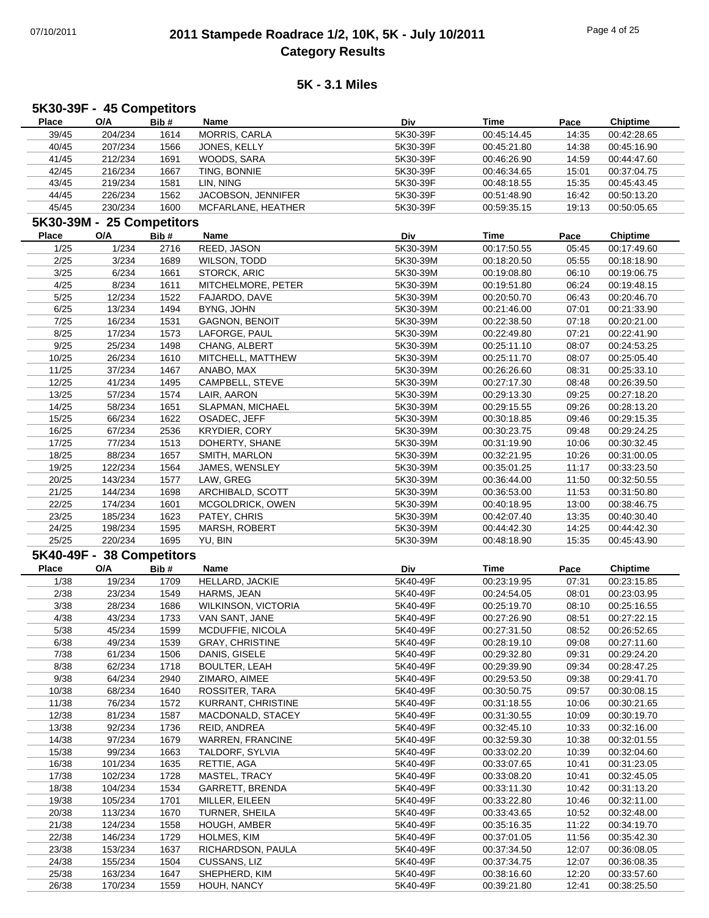# 2011 Stampede Roadrace 1/2, 10K, 5K - July 10/2011
## Category Results

### 5K - 3.1 Miles

**5K30-39F - 45 Competitors**

| Place | O/A | Bib # | Name | Div | Time | Pace | Chiptime |
|---|---|---|---|---|---|---|---|
| 39/45 | 204/234 | 1614 | MORRIS, CARLA | 5K30-39F | 00:45:14.45 | 14:35 | 00:42:28.65 |
| 40/45 | 207/234 | 1566 | JONES, KELLY | 5K30-39F | 00:45:21.80 | 14:38 | 00:45:16.90 |
| 41/45 | 212/234 | 1691 | WOODS, SARA | 5K30-39F | 00:46:26.90 | 14:59 | 00:44:47.60 |
| 42/45 | 216/234 | 1667 | TING, BONNIE | 5K30-39F | 00:46:34.65 | 15:01 | 00:37:04.75 |
| 43/45 | 219/234 | 1581 | LIN, NING | 5K30-39F | 00:48:18.55 | 15:35 | 00:45:43.45 |
| 44/45 | 226/234 | 1562 | JACOBSON, JENNIFER | 5K30-39F | 00:51:48.90 | 16:42 | 00:50:13.20 |
| 45/45 | 230/234 | 1600 | MCFARLANE, HEATHER | 5K30-39F | 00:59:35.15 | 19:13 | 00:50:05.65 |

**5K30-39M - 25 Competitors**

| Place | O/A | Bib # | Name | Div | Time | Pace | Chiptime |
|---|---|---|---|---|---|---|---|
| 1/25 | 1/234 | 2716 | REED, JASON | 5K30-39M | 00:17:50.55 | 05:45 | 00:17:49.60 |
| 2/25 | 3/234 | 1689 | WILSON, TODD | 5K30-39M | 00:18:20.50 | 05:55 | 00:18:18.90 |
| 3/25 | 6/234 | 1661 | STORCK, ARIC | 5K30-39M | 00:19:08.80 | 06:10 | 00:19:06.75 |
| 4/25 | 8/234 | 1611 | MITCHELMORE, PETER | 5K30-39M | 00:19:51.80 | 06:24 | 00:19:48.15 |
| 5/25 | 12/234 | 1522 | FAJARDO, DAVE | 5K30-39M | 00:20:50.70 | 06:43 | 00:20:46.70 |
| 6/25 | 13/234 | 1494 | BYNG, JOHN | 5K30-39M | 00:21:46.00 | 07:01 | 00:21:33.90 |
| 7/25 | 16/234 | 1531 | GAGNON, BENOIT | 5K30-39M | 00:22:38.50 | 07:18 | 00:20:21.00 |
| 8/25 | 17/234 | 1573 | LAFORGE, PAUL | 5K30-39M | 00:22:49.80 | 07:21 | 00:22:41.90 |
| 9/25 | 25/234 | 1498 | CHANG, ALBERT | 5K30-39M | 00:25:11.10 | 08:07 | 00:24:53.25 |
| 10/25 | 26/234 | 1610 | MITCHELL, MATTHEW | 5K30-39M | 00:25:11.70 | 08:07 | 00:25:05.40 |
| 11/25 | 37/234 | 1467 | ANABO, MAX | 5K30-39M | 00:26:26.60 | 08:31 | 00:25:33.10 |
| 12/25 | 41/234 | 1495 | CAMPBELL, STEVE | 5K30-39M | 00:27:17.30 | 08:48 | 00:26:39.50 |
| 13/25 | 57/234 | 1574 | LAIR, AARON | 5K30-39M | 00:29:13.30 | 09:25 | 00:27:18.20 |
| 14/25 | 58/234 | 1651 | SLAPMAN, MICHAEL | 5K30-39M | 00:29:15.55 | 09:26 | 00:28:13.20 |
| 15/25 | 66/234 | 1622 | OSADEC, JEFF | 5K30-39M | 00:30:18.85 | 09:46 | 00:29:15.35 |
| 16/25 | 67/234 | 2536 | KRYDIER, CORY | 5K30-39M | 00:30:23.75 | 09:48 | 00:29:24.25 |
| 17/25 | 77/234 | 1513 | DOHERTY, SHANE | 5K30-39M | 00:31:19.90 | 10:06 | 00:30:32.45 |
| 18/25 | 88/234 | 1657 | SMITH, MARLON | 5K30-39M | 00:32:21.95 | 10:26 | 00:31:00.05 |
| 19/25 | 122/234 | 1564 | JAMES, WENSLEY | 5K30-39M | 00:35:01.25 | 11:17 | 00:33:23.50 |
| 20/25 | 143/234 | 1577 | LAW, GREG | 5K30-39M | 00:36:44.00 | 11:50 | 00:32:50.55 |
| 21/25 | 144/234 | 1698 | ARCHIBALD, SCOTT | 5K30-39M | 00:36:53.00 | 11:53 | 00:31:50.80 |
| 22/25 | 174/234 | 1601 | MCGOLDRICK, OWEN | 5K30-39M | 00:40:18.95 | 13:00 | 00:38:46.75 |
| 23/25 | 185/234 | 1623 | PATEY, CHRIS | 5K30-39M | 00:42:07.40 | 13:35 | 00:40:30.40 |
| 24/25 | 198/234 | 1595 | MARSH, ROBERT | 5K30-39M | 00:44:42.30 | 14:25 | 00:44:42.30 |
| 25/25 | 220/234 | 1695 | YU, BIN | 5K30-39M | 00:48:18.90 | 15:35 | 00:45:43.90 |

**5K40-49F - 38 Competitors**

| Place | O/A | Bib # | Name | Div | Time | Pace | Chiptime |
|---|---|---|---|---|---|---|---|
| 1/38 | 19/234 | 1709 | HELLARD, JACKIE | 5K40-49F | 00:23:19.95 | 07:31 | 00:23:15.85 |
| 2/38 | 23/234 | 1549 | HARMS, JEAN | 5K40-49F | 00:24:54.05 | 08:01 | 00:23:03.95 |
| 3/38 | 28/234 | 1686 | WILKINSON, VICTORIA | 5K40-49F | 00:25:19.70 | 08:10 | 00:25:16.55 |
| 4/38 | 43/234 | 1733 | VAN SANT, JANE | 5K40-49F | 00:27:26.90 | 08:51 | 00:27:22.15 |
| 5/38 | 45/234 | 1599 | MCDUFFIE, NICOLA | 5K40-49F | 00:27:31.50 | 08:52 | 00:26:52.65 |
| 6/38 | 49/234 | 1539 | GRAY, CHRISTINE | 5K40-49F | 00:28:19.10 | 09:08 | 00:27:11.60 |
| 7/38 | 61/234 | 1506 | DANIS, GISELE | 5K40-49F | 00:29:32.80 | 09:31 | 00:29:24.20 |
| 8/38 | 62/234 | 1718 | BOULTER, LEAH | 5K40-49F | 00:29:39.90 | 09:34 | 00:28:47.25 |
| 9/38 | 64/234 | 2940 | ZIMARO, AIMEE | 5K40-49F | 00:29:53.50 | 09:38 | 00:29:41.70 |
| 10/38 | 68/234 | 1640 | ROSSITER, TARA | 5K40-49F | 00:30:50.75 | 09:57 | 00:30:08.15 |
| 11/38 | 76/234 | 1572 | KURRANT, CHRISTINE | 5K40-49F | 00:31:18.55 | 10:06 | 00:30:21.65 |
| 12/38 | 81/234 | 1587 | MACDONALD, STACEY | 5K40-49F | 00:31:30.55 | 10:09 | 00:30:19.70 |
| 13/38 | 92/234 | 1736 | REID, ANDREA | 5K40-49F | 00:32:45.10 | 10:33 | 00:32:16.00 |
| 14/38 | 97/234 | 1679 | WARREN, FRANCINE | 5K40-49F | 00:32:59.30 | 10:38 | 00:32:01.55 |
| 15/38 | 99/234 | 1663 | TALDORF, SYLVIA | 5K40-49F | 00:33:02.20 | 10:39 | 00:32:04.60 |
| 16/38 | 101/234 | 1635 | RETTIE, AGA | 5K40-49F | 00:33:07.65 | 10:41 | 00:31:23.05 |
| 17/38 | 102/234 | 1728 | MASTEL, TRACY | 5K40-49F | 00:33:08.20 | 10:41 | 00:32:45.05 |
| 18/38 | 104/234 | 1534 | GARRETT, BRENDA | 5K40-49F | 00:33:11.30 | 10:42 | 00:31:13.20 |
| 19/38 | 105/234 | 1701 | MILLER, EILEEN | 5K40-49F | 00:33:22.80 | 10:46 | 00:32:11.00 |
| 20/38 | 113/234 | 1670 | TURNER, SHEILA | 5K40-49F | 00:33:43.65 | 10:52 | 00:32:48.00 |
| 21/38 | 124/234 | 1558 | HOUGH, AMBER | 5K40-49F | 00:35:16.35 | 11:22 | 00:34:19.70 |
| 22/38 | 146/234 | 1729 | HOLMES, KIM | 5K40-49F | 00:37:01.05 | 11:56 | 00:35:42.30 |
| 23/38 | 153/234 | 1637 | RICHARDSON, PAULA | 5K40-49F | 00:37:34.50 | 12:07 | 00:36:08.05 |
| 24/38 | 155/234 | 1504 | CUSSANS, LIZ | 5K40-49F | 00:37:34.75 | 12:07 | 00:36:08.35 |
| 25/38 | 163/234 | 1647 | SHEPHERD, KIM | 5K40-49F | 00:38:16.60 | 12:20 | 00:33:57.60 |
| 26/38 | 170/234 | 1559 | HOUH, NANCY | 5K40-49F | 00:39:21.80 | 12:41 | 00:38:25.50 |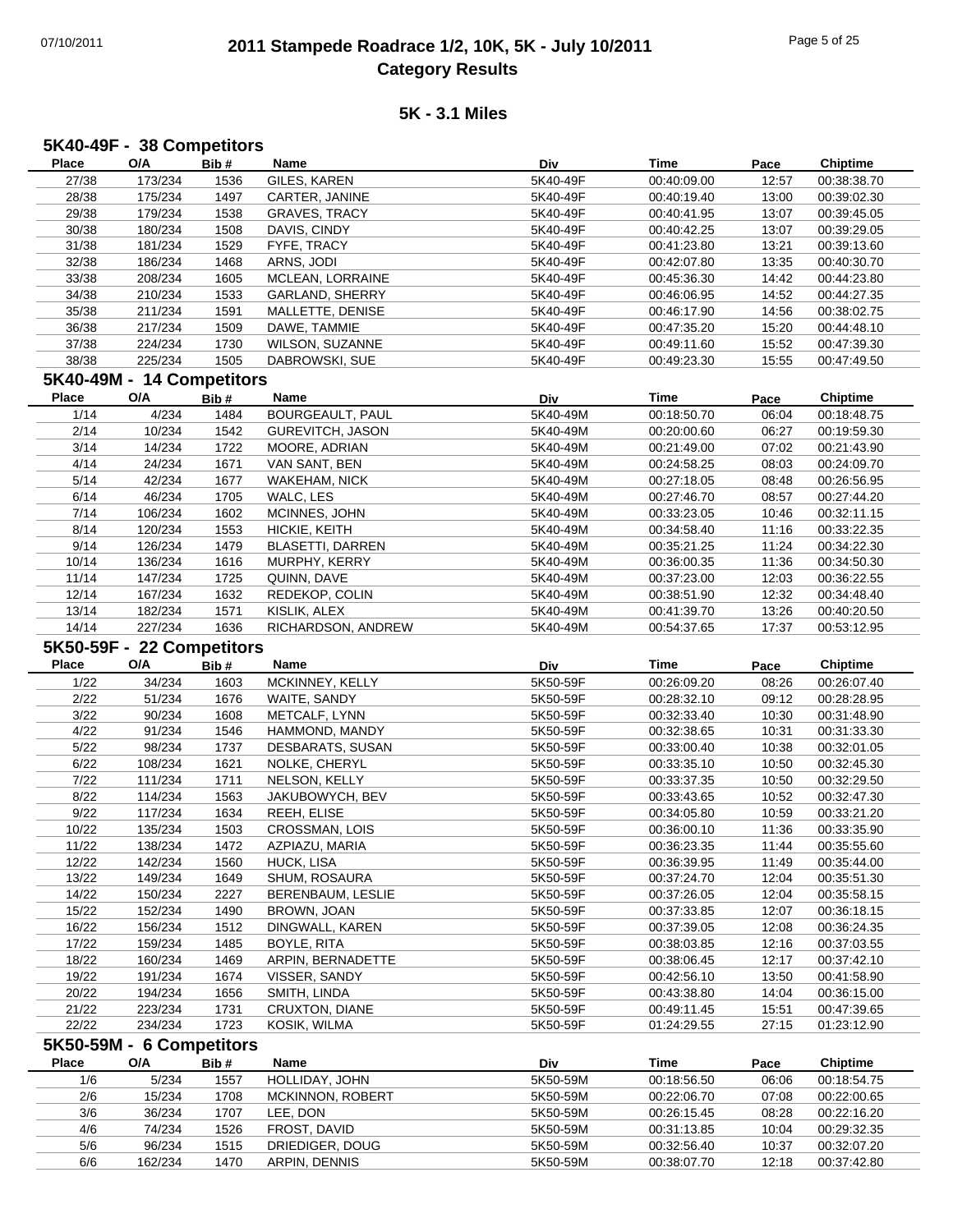# 2011 Stampede Roadrace 1/2, 10K, 5K - July 10/2011
## Category Results

### 5K - 3.1 Miles

#### 5K40-49F - 38 Competitors

| Place | O/A | Bib # | Name | Div | Time | Pace | Chiptime |
|---|---|---|---|---|---|---|---|
| 27/38 | 173/234 | 1536 | GILES, KAREN | 5K40-49F | 00:40:09.00 | 12:57 | 00:38:38.70 |
| 28/38 | 175/234 | 1497 | CARTER, JANINE | 5K40-49F | 00:40:19.40 | 13:00 | 00:39:02.30 |
| 29/38 | 179/234 | 1538 | GRAVES, TRACY | 5K40-49F | 00:40:41.95 | 13:07 | 00:39:45.05 |
| 30/38 | 180/234 | 1508 | DAVIS, CINDY | 5K40-49F | 00:40:42.25 | 13:07 | 00:39:29.05 |
| 31/38 | 181/234 | 1529 | FYFE, TRACY | 5K40-49F | 00:41:23.80 | 13:21 | 00:39:13.60 |
| 32/38 | 186/234 | 1468 | ARNS, JODI | 5K40-49F | 00:42:07.80 | 13:35 | 00:40:30.70 |
| 33/38 | 208/234 | 1605 | MCLEAN, LORRAINE | 5K40-49F | 00:45:36.30 | 14:42 | 00:44:23.80 |
| 34/38 | 210/234 | 1533 | GARLAND, SHERRY | 5K40-49F | 00:46:06.95 | 14:52 | 00:44:27.35 |
| 35/38 | 211/234 | 1591 | MALLETTE, DENISE | 5K40-49F | 00:46:17.90 | 14:56 | 00:38:02.75 |
| 36/38 | 217/234 | 1509 | DAWE, TAMMIE | 5K40-49F | 00:47:35.20 | 15:20 | 00:44:48.10 |
| 37/38 | 224/234 | 1730 | WILSON, SUZANNE | 5K40-49F | 00:49:11.60 | 15:52 | 00:47:39.30 |
| 38/38 | 225/234 | 1505 | DABROWSKI, SUE | 5K40-49F | 00:49:23.30 | 15:55 | 00:47:49.50 |

#### 5K40-49M - 14 Competitors

| Place | O/A | Bib # | Name | Div | Time | Pace | Chiptime |
|---|---|---|---|---|---|---|---|
| 1/14 | 4/234 | 1484 | BOURGEAULT, PAUL | 5K40-49M | 00:18:50.70 | 06:04 | 00:18:48.75 |
| 2/14 | 10/234 | 1542 | GUREVITCH, JASON | 5K40-49M | 00:20:00.60 | 06:27 | 00:19:59.30 |
| 3/14 | 14/234 | 1722 | MOORE, ADRIAN | 5K40-49M | 00:21:49.00 | 07:02 | 00:21:43.90 |
| 4/14 | 24/234 | 1671 | VAN SANT, BEN | 5K40-49M | 00:24:58.25 | 08:03 | 00:24:09.70 |
| 5/14 | 42/234 | 1677 | WAKEHAM, NICK | 5K40-49M | 00:27:18.05 | 08:48 | 00:26:56.95 |
| 6/14 | 46/234 | 1705 | WALC, LES | 5K40-49M | 00:27:46.70 | 08:57 | 00:27:44.20 |
| 7/14 | 106/234 | 1602 | MCINNES, JOHN | 5K40-49M | 00:33:23.05 | 10:46 | 00:32:11.15 |
| 8/14 | 120/234 | 1553 | HICKIE, KEITH | 5K40-49M | 00:34:58.40 | 11:16 | 00:33:22.35 |
| 9/14 | 126/234 | 1479 | BLASETTI, DARREN | 5K40-49M | 00:35:21.25 | 11:24 | 00:34:22.30 |
| 10/14 | 136/234 | 1616 | MURPHY, KERRY | 5K40-49M | 00:36:00.35 | 11:36 | 00:34:50.30 |
| 11/14 | 147/234 | 1725 | QUINN, DAVE | 5K40-49M | 00:37:23.00 | 12:03 | 00:36:22.55 |
| 12/14 | 167/234 | 1632 | REDEKOP, COLIN | 5K40-49M | 00:38:51.90 | 12:32 | 00:34:48.40 |
| 13/14 | 182/234 | 1571 | KISLIK, ALEX | 5K40-49M | 00:41:39.70 | 13:26 | 00:40:20.50 |
| 14/14 | 227/234 | 1636 | RICHARDSON, ANDREW | 5K40-49M | 00:54:37.65 | 17:37 | 00:53:12.95 |

#### 5K50-59F - 22 Competitors

| Place | O/A | Bib # | Name | Div | Time | Pace | Chiptime |
|---|---|---|---|---|---|---|---|
| 1/22 | 34/234 | 1603 | MCKINNEY, KELLY | 5K50-59F | 00:26:09.20 | 08:26 | 00:26:07.40 |
| 2/22 | 51/234 | 1676 | WAITE, SANDY | 5K50-59F | 00:28:32.10 | 09:12 | 00:28:28.95 |
| 3/22 | 90/234 | 1608 | METCALF, LYNN | 5K50-59F | 00:32:33.40 | 10:30 | 00:31:48.90 |
| 4/22 | 91/234 | 1546 | HAMMOND, MANDY | 5K50-59F | 00:32:38.65 | 10:31 | 00:31:33.30 |
| 5/22 | 98/234 | 1737 | DESBARATS, SUSAN | 5K50-59F | 00:33:00.40 | 10:38 | 00:32:01.05 |
| 6/22 | 108/234 | 1621 | NOLKE, CHERYL | 5K50-59F | 00:33:35.10 | 10:50 | 00:32:45.30 |
| 7/22 | 111/234 | 1711 | NELSON, KELLY | 5K50-59F | 00:33:37.35 | 10:50 | 00:32:29.50 |
| 8/22 | 114/234 | 1563 | JAKUBOWYCH, BEV | 5K50-59F | 00:33:43.65 | 10:52 | 00:32:47.30 |
| 9/22 | 117/234 | 1634 | REEH, ELISE | 5K50-59F | 00:34:05.80 | 10:59 | 00:33:21.20 |
| 10/22 | 135/234 | 1503 | CROSSMAN, LOIS | 5K50-59F | 00:36:00.10 | 11:36 | 00:33:35.90 |
| 11/22 | 138/234 | 1472 | AZPIAZU, MARIA | 5K50-59F | 00:36:23.35 | 11:44 | 00:35:55.60 |
| 12/22 | 142/234 | 1560 | HUCK, LISA | 5K50-59F | 00:36:39.95 | 11:49 | 00:35:44.00 |
| 13/22 | 149/234 | 1649 | SHUM, ROSAURA | 5K50-59F | 00:37:24.70 | 12:04 | 00:35:51.30 |
| 14/22 | 150/234 | 2227 | BERENBAUM, LESLIE | 5K50-59F | 00:37:26.05 | 12:04 | 00:35:58.15 |
| 15/22 | 152/234 | 1490 | BROWN, JOAN | 5K50-59F | 00:37:33.85 | 12:07 | 00:36:18.15 |
| 16/22 | 156/234 | 1512 | DINGWALL, KAREN | 5K50-59F | 00:37:39.05 | 12:08 | 00:36:24.35 |
| 17/22 | 159/234 | 1485 | BOYLE, RITA | 5K50-59F | 00:38:03.85 | 12:16 | 00:37:03.55 |
| 18/22 | 160/234 | 1469 | ARPIN, BERNADETTE | 5K50-59F | 00:38:06.45 | 12:17 | 00:37:42.10 |
| 19/22 | 191/234 | 1674 | VISSER, SANDY | 5K50-59F | 00:42:56.10 | 13:50 | 00:41:58.90 |
| 20/22 | 194/234 | 1656 | SMITH, LINDA | 5K50-59F | 00:43:38.80 | 14:04 | 00:36:15.00 |
| 21/22 | 223/234 | 1731 | CRUXTON, DIANE | 5K50-59F | 00:49:11.45 | 15:51 | 00:47:39.65 |
| 22/22 | 234/234 | 1723 | KOSIK, WILMA | 5K50-59F | 01:24:29.55 | 27:15 | 01:23:12.90 |

#### 5K50-59M - 6 Competitors

| Place | O/A | Bib # | Name | Div | Time | Pace | Chiptime |
|---|---|---|---|---|---|---|---|
| 1/6 | 5/234 | 1557 | HOLLIDAY, JOHN | 5K50-59M | 00:18:56.50 | 06:06 | 00:18:54.75 |
| 2/6 | 15/234 | 1708 | MCKINNON, ROBERT | 5K50-59M | 00:22:06.70 | 07:08 | 00:22:00.65 |
| 3/6 | 36/234 | 1707 | LEE, DON | 5K50-59M | 00:26:15.45 | 08:28 | 00:22:16.20 |
| 4/6 | 74/234 | 1526 | FROST, DAVID | 5K50-59M | 00:31:13.85 | 10:04 | 00:29:32.35 |
| 5/6 | 96/234 | 1515 | DRIEDIGER, DOUG | 5K50-59M | 00:32:56.40 | 10:37 | 00:32:07.20 |
| 6/6 | 162/234 | 1470 | ARPIN, DENNIS | 5K50-59M | 00:38:07.70 | 12:18 | 00:37:42.80 |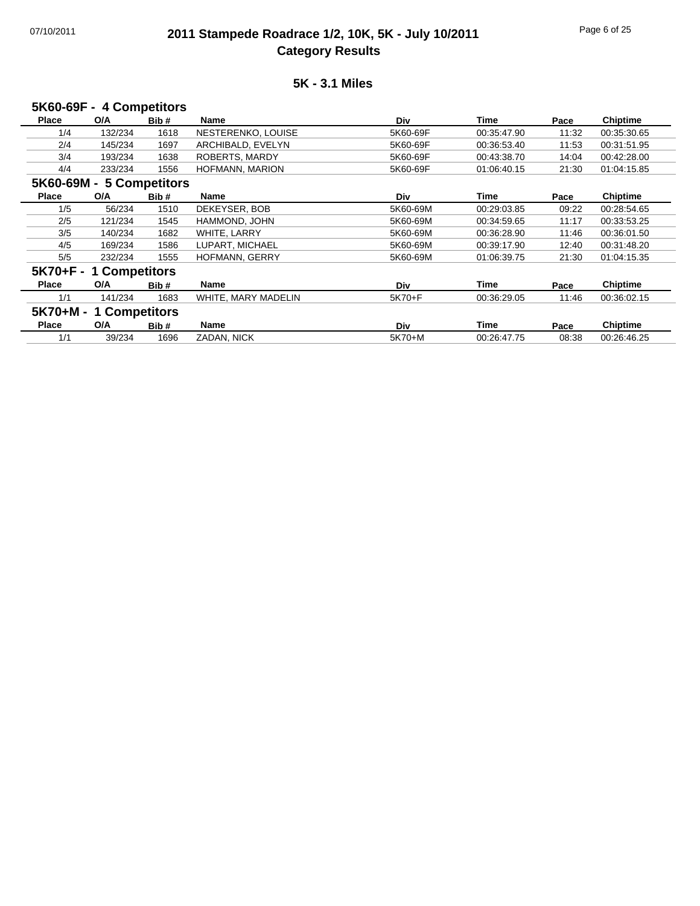# 2011 Stampede Roadrace 1/2, 10K, 5K - July 10/2011
## Category Results

### 5K - 3.1 Miles

#### 5K60-69F - 4 Competitors

| Place | O/A | Bib # | Name | Div | Time | Pace | Chiptime |
|---|---|---|---|---|---|---|---|
| 1/4 | 132/234 | 1618 | NESTERENKO, LOUISE | 5K60-69F | 00:35:47.90 | 11:32 | 00:35:30.65 |
| 2/4 | 145/234 | 1697 | ARCHIBALD, EVELYN | 5K60-69F | 00:36:53.40 | 11:53 | 00:31:51.95 |
| 3/4 | 193/234 | 1638 | ROBERTS, MARDY | 5K60-69F | 00:43:38.70 | 14:04 | 00:42:28.00 |
| 4/4 | 233/234 | 1556 | HOFMANN, MARION | 5K60-69F | 01:06:40.15 | 21:30 | 01:04:15.85 |

#### 5K60-69M - 5 Competitors

| Place | O/A | Bib # | Name | Div | Time | Pace | Chiptime |
|---|---|---|---|---|---|---|---|
| 1/5 | 56/234 | 1510 | DEKEYSER, BOB | 5K60-69M | 00:29:03.85 | 09:22 | 00:28:54.65 |
| 2/5 | 121/234 | 1545 | HAMMOND, JOHN | 5K60-69M | 00:34:59.65 | 11:17 | 00:33:53.25 |
| 3/5 | 140/234 | 1682 | WHITE, LARRY | 5K60-69M | 00:36:28.90 | 11:46 | 00:36:01.50 |
| 4/5 | 169/234 | 1586 | LUPART, MICHAEL | 5K60-69M | 00:39:17.90 | 12:40 | 00:31:48.20 |
| 5/5 | 232/234 | 1555 | HOFMANN, GERRY | 5K60-69M | 01:06:39.75 | 21:30 | 01:04:15.35 |

#### 5K70+F - 1 Competitors

| Place | O/A | Bib # | Name | Div | Time | Pace | Chiptime |
|---|---|---|---|---|---|---|---|
| 1/1 | 141/234 | 1683 | WHITE, MARY MADELIN | 5K70+F | 00:36:29.05 | 11:46 | 00:36:02.15 |

#### 5K70+M - 1 Competitors

| Place | O/A | Bib # | Name | Div | Time | Pace | Chiptime |
|---|---|---|---|---|---|---|---|
| 1/1 | 39/234 | 1696 | ZADAN, NICK | 5K70+M | 00:26:47.75 | 08:38 | 00:26:46.25 |